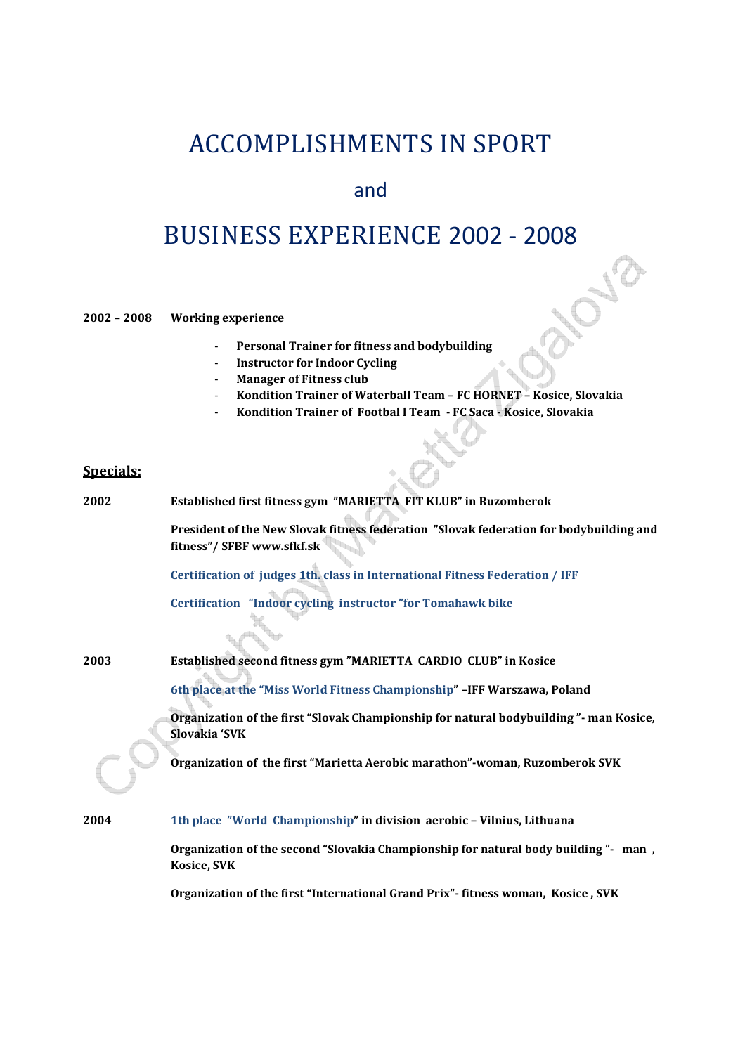# ACCOMPLISHMENTS IN SPORT

## and

# BUSINESS EXPERIENCE 2002 - 2008

**2002 – 2008 Working experience**

- **Personal Trainer for fitness and bodybuilding**
- **Instructor for Indoor Cycling**
- **Manager of Fitness club**
- **Kondition Trainer of Waterball Team – FC HORNET – Kosice, Slovakia**
- **Kondition Trainer of Footbal l Team - FC Saca - Kosice, Slovakia**

**Specials:**

**2002** **Established first fitness gym "MARIETTA FIT KLUB" in Ruzomberok**

**President of the New Slovak fitness federation "Slovak federation for bodybuilding and fitness"/ SFBF www.sfkf.sk**

**Certification of judges 1th. class in International Fitness Federation / IFF**

**Certification "Indoor cycling instructor "for Tomahawk bike**

**2003** **Established second fitness gym "MARIETTA CARDIO CLUB" in Kosice**

**6th place at the "Miss World Fitness Championship" –IFF Warszawa, Poland**

**Organization of the first "Slovak Championship for natural bodybuilding "- man Kosice, Slovakia 'SVK**

**Organization of the first "Marietta Aerobic marathon"-woman, Ruzomberok SVK**

**2004** **1th place "World Championship" in division aerobic – Vilnius, Lithuana**

**Organization of the second "Slovakia Championship for natural body building "- man , Kosice, SVK**

**Organization of the first "International Grand Prix"- fitness woman, Kosice , SVK**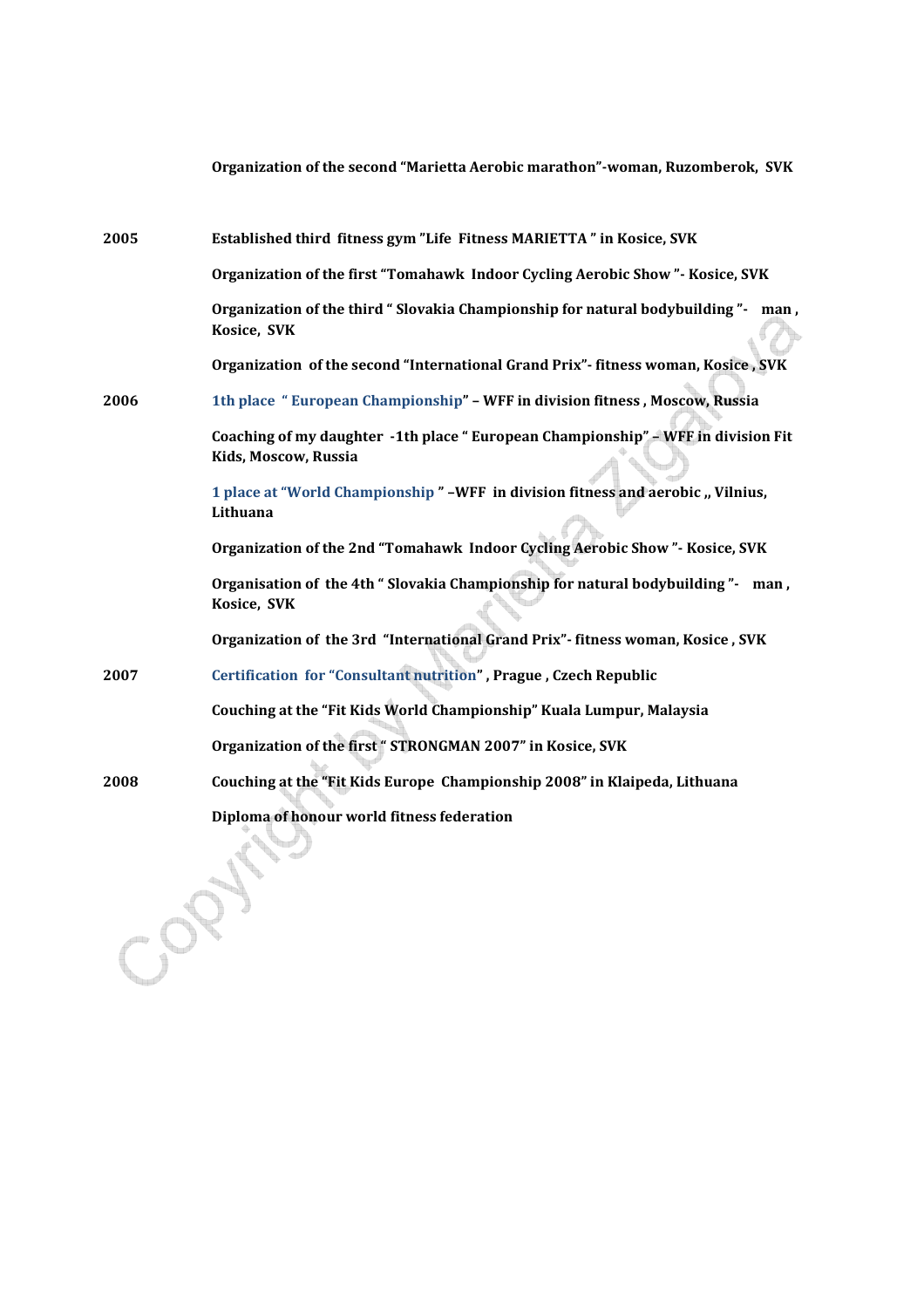**Organization of the second "Marietta Aerobic marathon"-woman, Ruzomberok, SVK**

| | |
|---|---|
| **2005** | **Established third fitness gym "Life Fitness MARIETTA " in Kosice, SVK** |
| | **Organization of the first "Tomahawk Indoor Cycling Aerobic Show "- Kosice, SVK** |
| | **Organization of the third " Slovakia Championship for natural bodybuilding "- man , Kosice, SVK** |
| | **Organization of the second "International Grand Prix"- fitness woman, Kosice , SVK** |
| **2006** | **1th place " European Championship" – WFF in division fitness , Moscow, Russia** |
| | **Coaching of my daughter -1th place " European Championship" – WFF in division Fit Kids, Moscow, Russia** |
| | **1 place at "World Championship " –WFF in division fitness and aerobic ,, Vilnius, Lithuana** |
| | **Organization of the 2nd "Tomahawk Indoor Cycling Aerobic Show "- Kosice, SVK** |
| | **Organisation of the 4th " Slovakia Championship for natural bodybuilding "- man , Kosice, SVK** |
| | **Organization of the 3rd "International Grand Prix"- fitness woman, Kosice , SVK** |
| **2007** | **Certification for "Consultant nutrition" , Prague , Czech Republic** |
| | **Couching at the "Fit Kids World Championship" Kuala Lumpur, Malaysia** |
| | **Organization of the first " STRONGMAN 2007" in Kosice, SVK** |
| **2008** | **Couching at the "Fit Kids Europe Championship 2008" in Klaipeda, Lithuania** |
| | **Diploma of honour world fitness federation** |